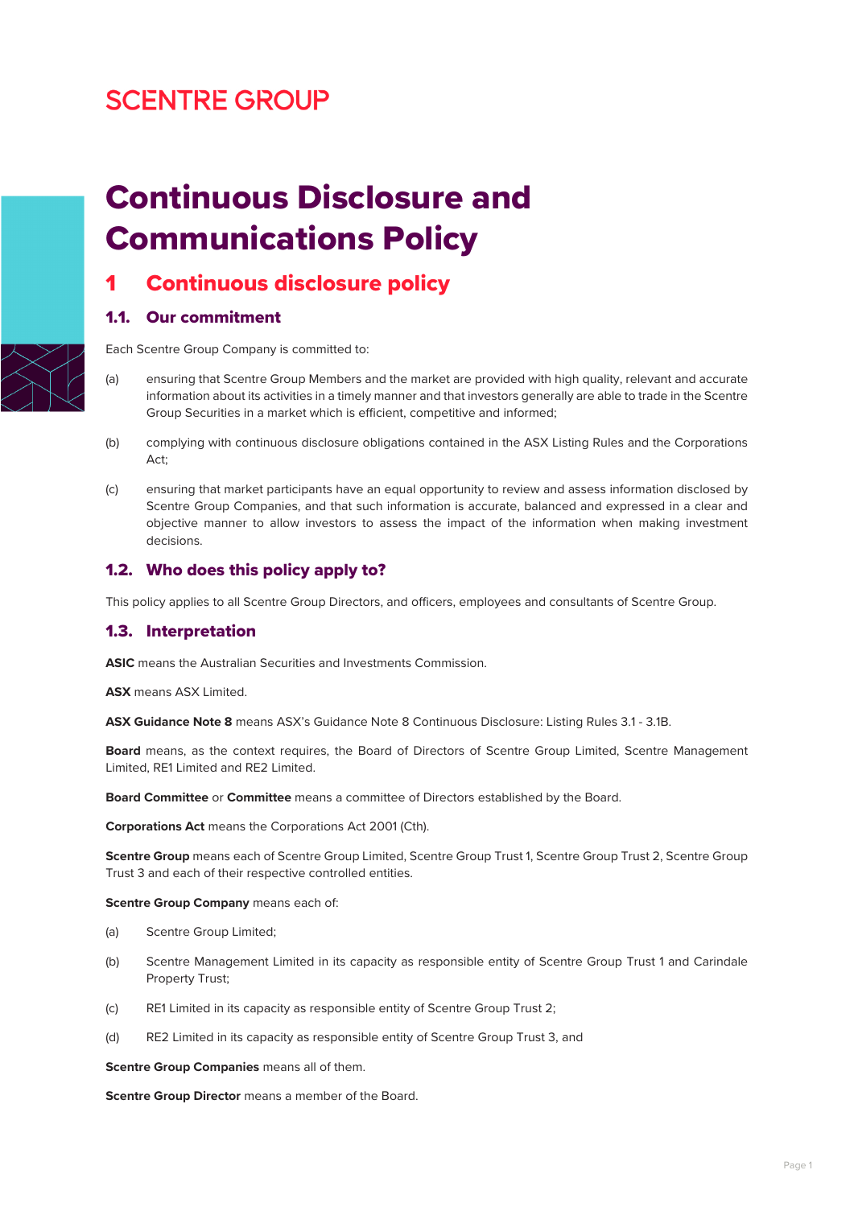SCENTRE GROUP

# Continuous Disclosure and Communications Policy

## 1 Continuous disclosure policy

### 1.1. Our commitment

Each Scentre Group Company is committed to:

(a) ensuring that Scentre Group Members and the market are provided with high quality, relevant and accurate information about its activities in a timely manner and that investors generally are able to trade in the Scentre Group Securities in a market which is efficient, competitive and informed;

(b) complying with continuous disclosure obligations contained in the ASX Listing Rules and the Corporations Act;

(c) ensuring that market participants have an equal opportunity to review and assess information disclosed by Scentre Group Companies, and that such information is accurate, balanced and expressed in a clear and objective manner to allow investors to assess the impact of the information when making investment decisions.

### 1.2. Who does this policy apply to?

This policy applies to all Scentre Group Directors, and officers, employees and consultants of Scentre Group.

### 1.3. Interpretation

**ASIC** means the Australian Securities and Investments Commission.

**ASX** means ASX Limited.

**ASX Guidance Note 8** means ASX's Guidance Note 8 Continuous Disclosure: Listing Rules 3.1 - 3.1B.

**Board** means, as the context requires, the Board of Directors of Scentre Group Limited, Scentre Management Limited, RE1 Limited and RE2 Limited.

**Board Committee** or **Committee** means a committee of Directors established by the Board.

**Corporations Act** means the Corporations Act 2001 (Cth).

**Scentre Group** means each of Scentre Group Limited, Scentre Group Trust 1, Scentre Group Trust 2, Scentre Group Trust 3 and each of their respective controlled entities.

**Scentre Group Company** means each of:

(a) Scentre Group Limited;

(b) Scentre Management Limited in its capacity as responsible entity of Scentre Group Trust 1 and Carindale Property Trust;

(c) RE1 Limited in its capacity as responsible entity of Scentre Group Trust 2;

(d) RE2 Limited in its capacity as responsible entity of Scentre Group Trust 3, and

**Scentre Group Companies** means all of them.

**Scentre Group Director** means a member of the Board.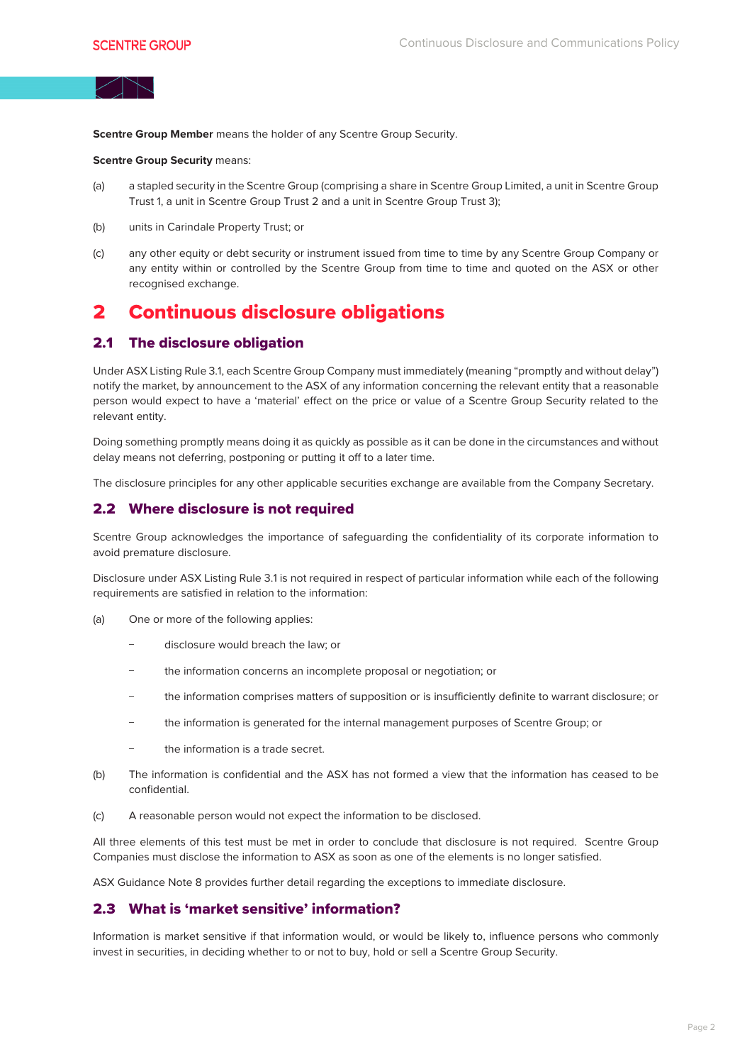**Scentre Group Member** means the holder of any Scentre Group Security.

**Scentre Group Security** means:

(a) a stapled security in the Scentre Group (comprising a share in Scentre Group Limited, a unit in Scentre Group Trust 1, a unit in Scentre Group Trust 2 and a unit in Scentre Group Trust 3);

(b) units in Carindale Property Trust; or

(c) any other equity or debt security or instrument issued from time to time by any Scentre Group Company or any entity within or controlled by the Scentre Group from time to time and quoted on the ASX or other recognised exchange.

# 2 Continuous disclosure obligations

## 2.1 The disclosure obligation

Under ASX Listing Rule 3.1, each Scentre Group Company must immediately (meaning "promptly and without delay") notify the market, by announcement to the ASX of any information concerning the relevant entity that a reasonable person would expect to have a 'material' effect on the price or value of a Scentre Group Security related to the relevant entity.

Doing something promptly means doing it as quickly as possible as it can be done in the circumstances and without delay means not deferring, postponing or putting it off to a later time.

The disclosure principles for any other applicable securities exchange are available from the Company Secretary.

## 2.2 Where disclosure is not required

Scentre Group acknowledges the importance of safeguarding the confidentiality of its corporate information to avoid premature disclosure.

Disclosure under ASX Listing Rule 3.1 is not required in respect of particular information while each of the following requirements are satisfied in relation to the information:

(a) One or more of the following applies:

- disclosure would breach the law; or
- the information concerns an incomplete proposal or negotiation; or
- the information comprises matters of supposition or is insufficiently definite to warrant disclosure; or
- the information is generated for the internal management purposes of Scentre Group; or
- the information is a trade secret.

(b) The information is confidential and the ASX has not formed a view that the information has ceased to be confidential.

(c) A reasonable person would not expect the information to be disclosed.

All three elements of this test must be met in order to conclude that disclosure is not required. Scentre Group Companies must disclose the information to ASX as soon as one of the elements is no longer satisfied.

ASX Guidance Note 8 provides further detail regarding the exceptions to immediate disclosure.

## 2.3 What is 'market sensitive' information?

Information is market sensitive if that information would, or would be likely to, influence persons who commonly invest in securities, in deciding whether to or not to buy, hold or sell a Scentre Group Security.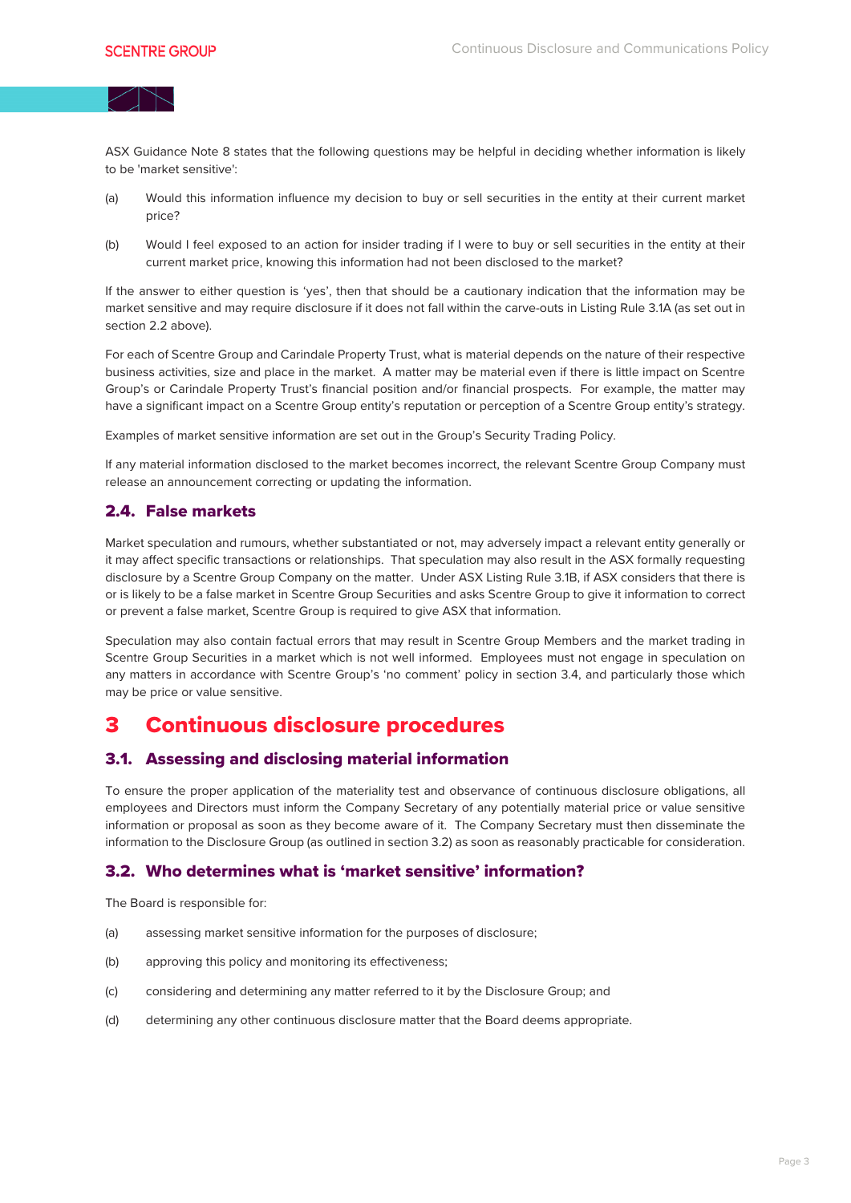ASX Guidance Note 8 states that the following questions may be helpful in deciding whether information is likely to be 'market sensitive':

(a) Would this information influence my decision to buy or sell securities in the entity at their current market price?

(b) Would I feel exposed to an action for insider trading if I were to buy or sell securities in the entity at their current market price, knowing this information had not been disclosed to the market?

If the answer to either question is 'yes', then that should be a cautionary indication that the information may be market sensitive and may require disclosure if it does not fall within the carve-outs in Listing Rule 3.1A (as set out in section 2.2 above).

For each of Scentre Group and Carindale Property Trust, what is material depends on the nature of their respective business activities, size and place in the market. A matter may be material even if there is little impact on Scentre Group's or Carindale Property Trust's financial position and/or financial prospects. For example, the matter may have a significant impact on a Scentre Group entity's reputation or perception of a Scentre Group entity's strategy.

Examples of market sensitive information are set out in the Group's Security Trading Policy.

If any material information disclosed to the market becomes incorrect, the relevant Scentre Group Company must release an announcement correcting or updating the information.

### 2.4. False markets

Market speculation and rumours, whether substantiated or not, may adversely impact a relevant entity generally or it may affect specific transactions or relationships. That speculation may also result in the ASX formally requesting disclosure by a Scentre Group Company on the matter. Under ASX Listing Rule 3.1B, if ASX considers that there is or is likely to be a false market in Scentre Group Securities and asks Scentre Group to give it information to correct or prevent a false market, Scentre Group is required to give ASX that information.

Speculation may also contain factual errors that may result in Scentre Group Members and the market trading in Scentre Group Securities in a market which is not well informed. Employees must not engage in speculation on any matters in accordance with Scentre Group's 'no comment' policy in section 3.4, and particularly those which may be price or value sensitive.

## 3 Continuous disclosure procedures

### 3.1. Assessing and disclosing material information

To ensure the proper application of the materiality test and observance of continuous disclosure obligations, all employees and Directors must inform the Company Secretary of any potentially material price or value sensitive information or proposal as soon as they become aware of it. The Company Secretary must then disseminate the information to the Disclosure Group (as outlined in section 3.2) as soon as reasonably practicable for consideration.

### 3.2. Who determines what is 'market sensitive' information?

The Board is responsible for:

(a) assessing market sensitive information for the purposes of disclosure;

(b) approving this policy and monitoring its effectiveness;

(c) considering and determining any matter referred to it by the Disclosure Group; and

(d) determining any other continuous disclosure matter that the Board deems appropriate.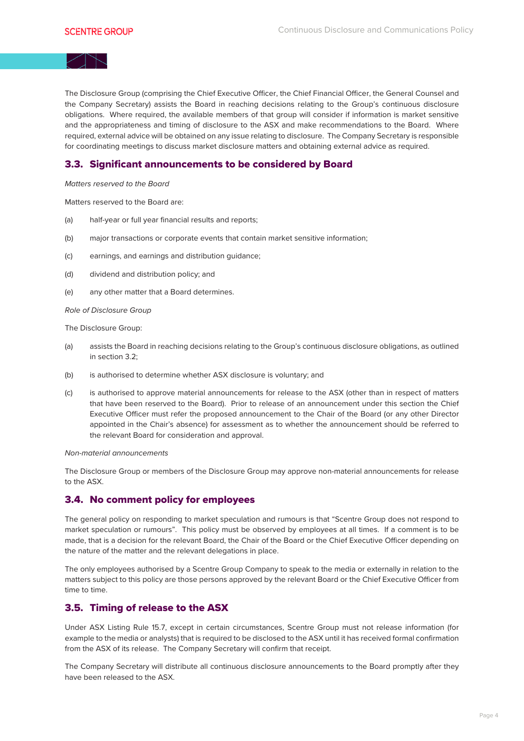The Disclosure Group (comprising the Chief Executive Officer, the Chief Financial Officer, the General Counsel and the Company Secretary) assists the Board in reaching decisions relating to the Group's continuous disclosure obligations. Where required, the available members of that group will consider if information is market sensitive and the appropriateness and timing of disclosure to the ASX and make recommendations to the Board. Where required, external advice will be obtained on any issue relating to disclosure. The Company Secretary is responsible for coordinating meetings to discuss market disclosure matters and obtaining external advice as required.

## 3.3. Significant announcements to be considered by Board

*Matters reserved to the Board*

Matters reserved to the Board are:

(a) half-year or full year financial results and reports;

(b) major transactions or corporate events that contain market sensitive information;

(c) earnings, and earnings and distribution guidance;

(d) dividend and distribution policy; and

(e) any other matter that a Board determines.

*Role of Disclosure Group*

The Disclosure Group:

(a) assists the Board in reaching decisions relating to the Group's continuous disclosure obligations, as outlined in section 3.2;

(b) is authorised to determine whether ASX disclosure is voluntary; and

(c) is authorised to approve material announcements for release to the ASX (other than in respect of matters that have been reserved to the Board). Prior to release of an announcement under this section the Chief Executive Officer must refer the proposed announcement to the Chair of the Board (or any other Director appointed in the Chair's absence) for assessment as to whether the announcement should be referred to the relevant Board for consideration and approval.

*Non-material announcements*

The Disclosure Group or members of the Disclosure Group may approve non-material announcements for release to the ASX.

## 3.4. No comment policy for employees

The general policy on responding to market speculation and rumours is that "Scentre Group does not respond to market speculation or rumours". This policy must be observed by employees at all times. If a comment is to be made, that is a decision for the relevant Board, the Chair of the Board or the Chief Executive Officer depending on the nature of the matter and the relevant delegations in place.

The only employees authorised by a Scentre Group Company to speak to the media or externally in relation to the matters subject to this policy are those persons approved by the relevant Board or the Chief Executive Officer from time to time.

## 3.5. Timing of release to the ASX

Under ASX Listing Rule 15.7, except in certain circumstances, Scentre Group must not release information (for example to the media or analysts) that is required to be disclosed to the ASX until it has received formal confirmation from the ASX of its release. The Company Secretary will confirm that receipt.

The Company Secretary will distribute all continuous disclosure announcements to the Board promptly after they have been released to the ASX.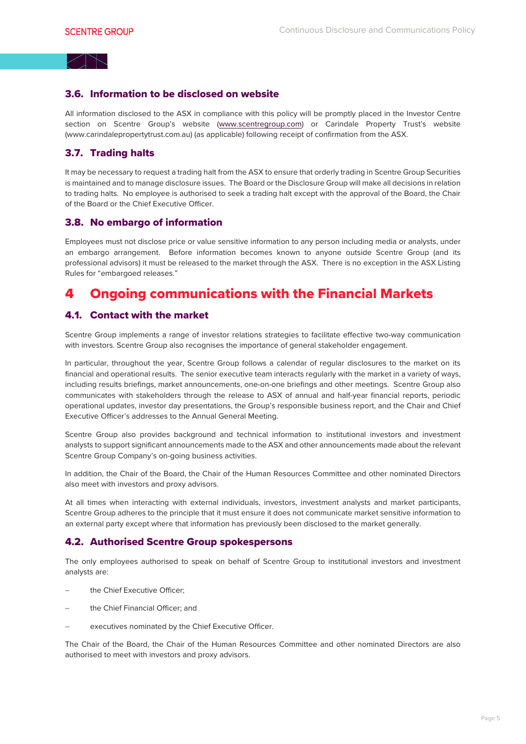### 3.6. Information to be disclosed on website

All information disclosed to the ASX in compliance with this policy will be promptly placed in the Investor Centre section on Scentre Group's website (www.scentregroup.com) or Carindale Property Trust's website (www.carindalepropertytrust.com.au) (as applicable) following receipt of confirmation from the ASX.

### 3.7. Trading halts

It may be necessary to request a trading halt from the ASX to ensure that orderly trading in Scentre Group Securities is maintained and to manage disclosure issues. The Board or the Disclosure Group will make all decisions in relation to trading halts. No employee is authorised to seek a trading halt except with the approval of the Board, the Chair of the Board or the Chief Executive Officer.

### 3.8. No embargo of information

Employees must not disclose price or value sensitive information to any person including media or analysts, under an embargo arrangement. Before information becomes known to anyone outside Scentre Group (and its professional advisors) it must be released to the market through the ASX. There is no exception in the ASX Listing Rules for "embargoed releases."

## 4 Ongoing communications with the Financial Markets

### 4.1. Contact with the market

Scentre Group implements a range of investor relations strategies to facilitate effective two-way communication with investors. Scentre Group also recognises the importance of general stakeholder engagement.

In particular, throughout the year, Scentre Group follows a calendar of regular disclosures to the market on its financial and operational results. The senior executive team interacts regularly with the market in a variety of ways, including results briefings, market announcements, one-on-one briefings and other meetings. Scentre Group also communicates with stakeholders through the release to ASX of annual and half-year financial reports, periodic operational updates, investor day presentations, the Group's responsible business report, and the Chair and Chief Executive Officer's addresses to the Annual General Meeting.

Scentre Group also provides background and technical information to institutional investors and investment analysts to support significant announcements made to the ASX and other announcements made about the relevant Scentre Group Company's on-going business activities.

In addition, the Chair of the Board, the Chair of the Human Resources Committee and other nominated Directors also meet with investors and proxy advisors.

At all times when interacting with external individuals, investors, investment analysts and market participants, Scentre Group adheres to the principle that it must ensure it does not communicate market sensitive information to an external party except where that information has previously been disclosed to the market generally.

### 4.2. Authorised Scentre Group spokespersons

The only employees authorised to speak on behalf of Scentre Group to institutional investors and investment analysts are:

- the Chief Executive Officer;
- the Chief Financial Officer; and
- executives nominated by the Chief Executive Officer.

The Chair of the Board, the Chair of the Human Resources Committee and other nominated Directors are also authorised to meet with investors and proxy advisors.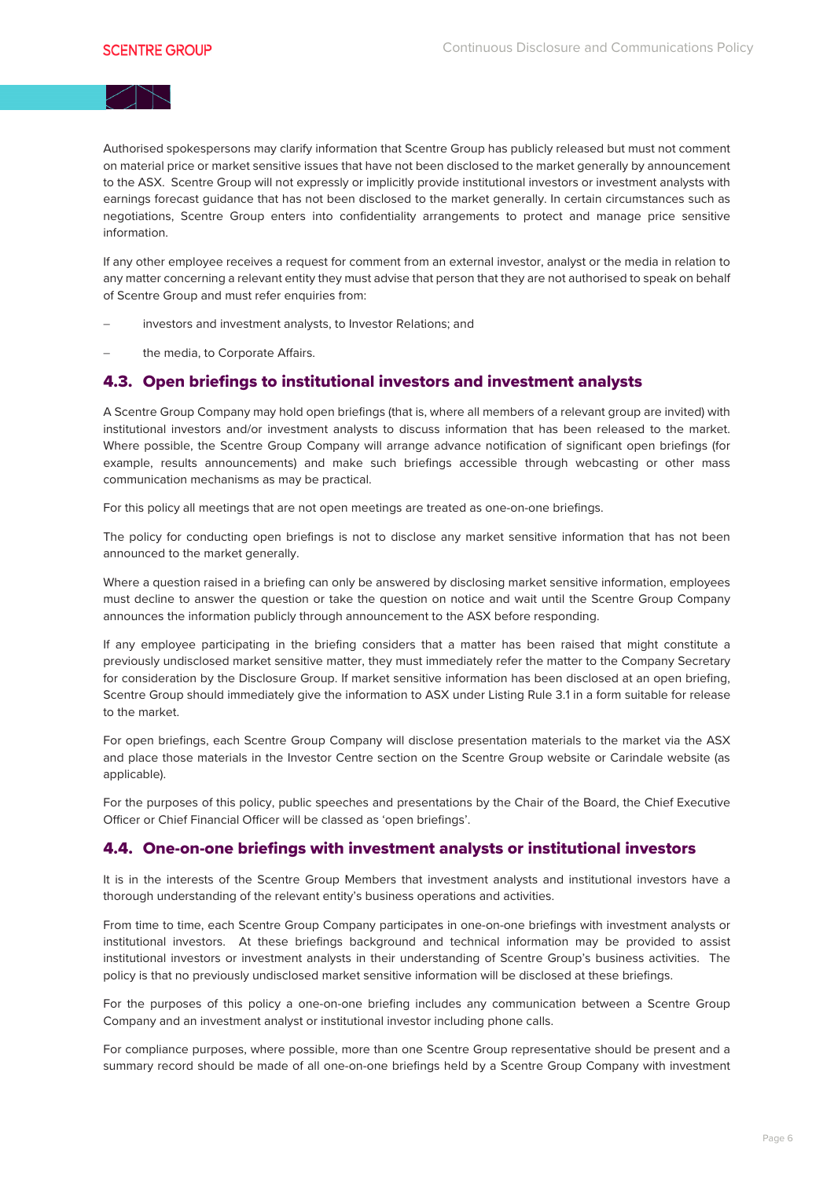Authorised spokespersons may clarify information that Scentre Group has publicly released but must not comment on material price or market sensitive issues that have not been disclosed to the market generally by announcement to the ASX. Scentre Group will not expressly or implicitly provide institutional investors or investment analysts with earnings forecast guidance that has not been disclosed to the market generally. In certain circumstances such as negotiations, Scentre Group enters into confidentiality arrangements to protect and manage price sensitive information.

If any other employee receives a request for comment from an external investor, analyst or the media in relation to any matter concerning a relevant entity they must advise that person that they are not authorised to speak on behalf of Scentre Group and must refer enquiries from:

- investors and investment analysts, to Investor Relations; and
- the media, to Corporate Affairs.

## 4.3. Open briefings to institutional investors and investment analysts

A Scentre Group Company may hold open briefings (that is, where all members of a relevant group are invited) with institutional investors and/or investment analysts to discuss information that has been released to the market. Where possible, the Scentre Group Company will arrange advance notification of significant open briefings (for example, results announcements) and make such briefings accessible through webcasting or other mass communication mechanisms as may be practical.

For this policy all meetings that are not open meetings are treated as one-on-one briefings.

The policy for conducting open briefings is not to disclose any market sensitive information that has not been announced to the market generally.

Where a question raised in a briefing can only be answered by disclosing market sensitive information, employees must decline to answer the question or take the question on notice and wait until the Scentre Group Company announces the information publicly through announcement to the ASX before responding.

If any employee participating in the briefing considers that a matter has been raised that might constitute a previously undisclosed market sensitive matter, they must immediately refer the matter to the Company Secretary for consideration by the Disclosure Group. If market sensitive information has been disclosed at an open briefing, Scentre Group should immediately give the information to ASX under Listing Rule 3.1 in a form suitable for release to the market.

For open briefings, each Scentre Group Company will disclose presentation materials to the market via the ASX and place those materials in the Investor Centre section on the Scentre Group website or Carindale website (as applicable).

For the purposes of this policy, public speeches and presentations by the Chair of the Board, the Chief Executive Officer or Chief Financial Officer will be classed as 'open briefings'.

## 4.4. One-on-one briefings with investment analysts or institutional investors

It is in the interests of the Scentre Group Members that investment analysts and institutional investors have a thorough understanding of the relevant entity's business operations and activities.

From time to time, each Scentre Group Company participates in one-on-one briefings with investment analysts or institutional investors. At these briefings background and technical information may be provided to assist institutional investors or investment analysts in their understanding of Scentre Group's business activities. The policy is that no previously undisclosed market sensitive information will be disclosed at these briefings.

For the purposes of this policy a one-on-one briefing includes any communication between a Scentre Group Company and an investment analyst or institutional investor including phone calls.

For compliance purposes, where possible, more than one Scentre Group representative should be present and a summary record should be made of all one-on-one briefings held by a Scentre Group Company with investment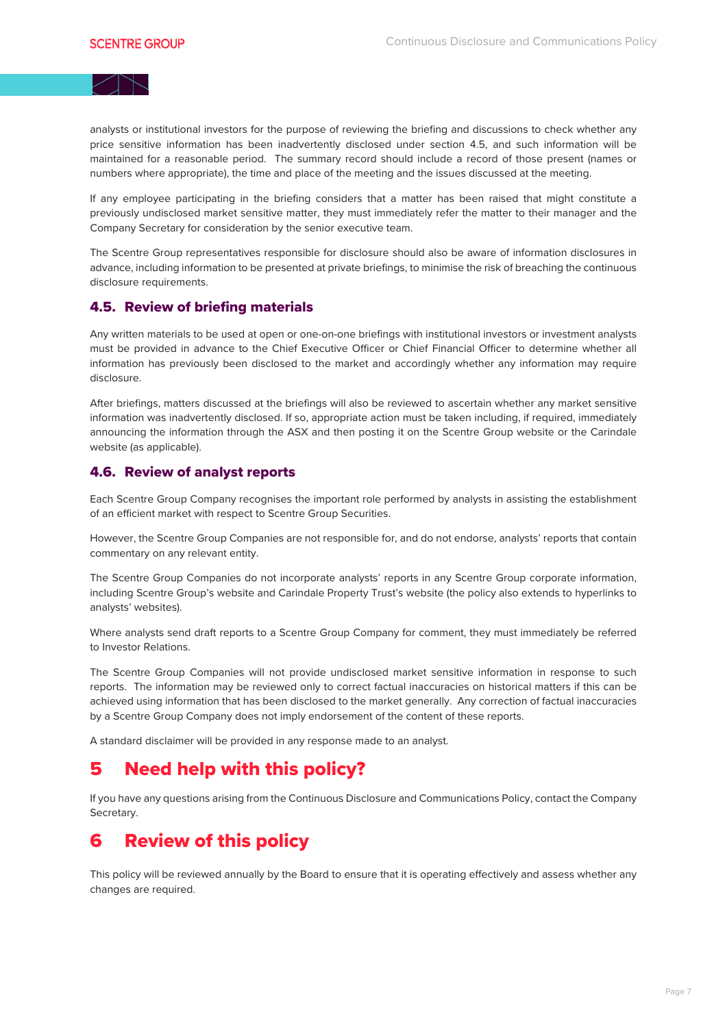analysts or institutional investors for the purpose of reviewing the briefing and discussions to check whether any price sensitive information has been inadvertently disclosed under section 4.5, and such information will be maintained for a reasonable period. The summary record should include a record of those present (names or numbers where appropriate), the time and place of the meeting and the issues discussed at the meeting.

If any employee participating in the briefing considers that a matter has been raised that might constitute a previously undisclosed market sensitive matter, they must immediately refer the matter to their manager and the Company Secretary for consideration by the senior executive team.

The Scentre Group representatives responsible for disclosure should also be aware of information disclosures in advance, including information to be presented at private briefings, to minimise the risk of breaching the continuous disclosure requirements.

### 4.5. Review of briefing materials

Any written materials to be used at open or one-on-one briefings with institutional investors or investment analysts must be provided in advance to the Chief Executive Officer or Chief Financial Officer to determine whether all information has previously been disclosed to the market and accordingly whether any information may require disclosure.

After briefings, matters discussed at the briefings will also be reviewed to ascertain whether any market sensitive information was inadvertently disclosed. If so, appropriate action must be taken including, if required, immediately announcing the information through the ASX and then posting it on the Scentre Group website or the Carindale website (as applicable).

### 4.6. Review of analyst reports

Each Scentre Group Company recognises the important role performed by analysts in assisting the establishment of an efficient market with respect to Scentre Group Securities.

However, the Scentre Group Companies are not responsible for, and do not endorse, analysts' reports that contain commentary on any relevant entity.

The Scentre Group Companies do not incorporate analysts' reports in any Scentre Group corporate information, including Scentre Group's website and Carindale Property Trust's website (the policy also extends to hyperlinks to analysts' websites).

Where analysts send draft reports to a Scentre Group Company for comment, they must immediately be referred to Investor Relations.

The Scentre Group Companies will not provide undisclosed market sensitive information in response to such reports. The information may be reviewed only to correct factual inaccuracies on historical matters if this can be achieved using information that has been disclosed to the market generally. Any correction of factual inaccuracies by a Scentre Group Company does not imply endorsement of the content of these reports.

A standard disclaimer will be provided in any response made to an analyst.

## 5 Need help with this policy?

If you have any questions arising from the Continuous Disclosure and Communications Policy, contact the Company Secretary.

## 6 Review of this policy

This policy will be reviewed annually by the Board to ensure that it is operating effectively and assess whether any changes are required.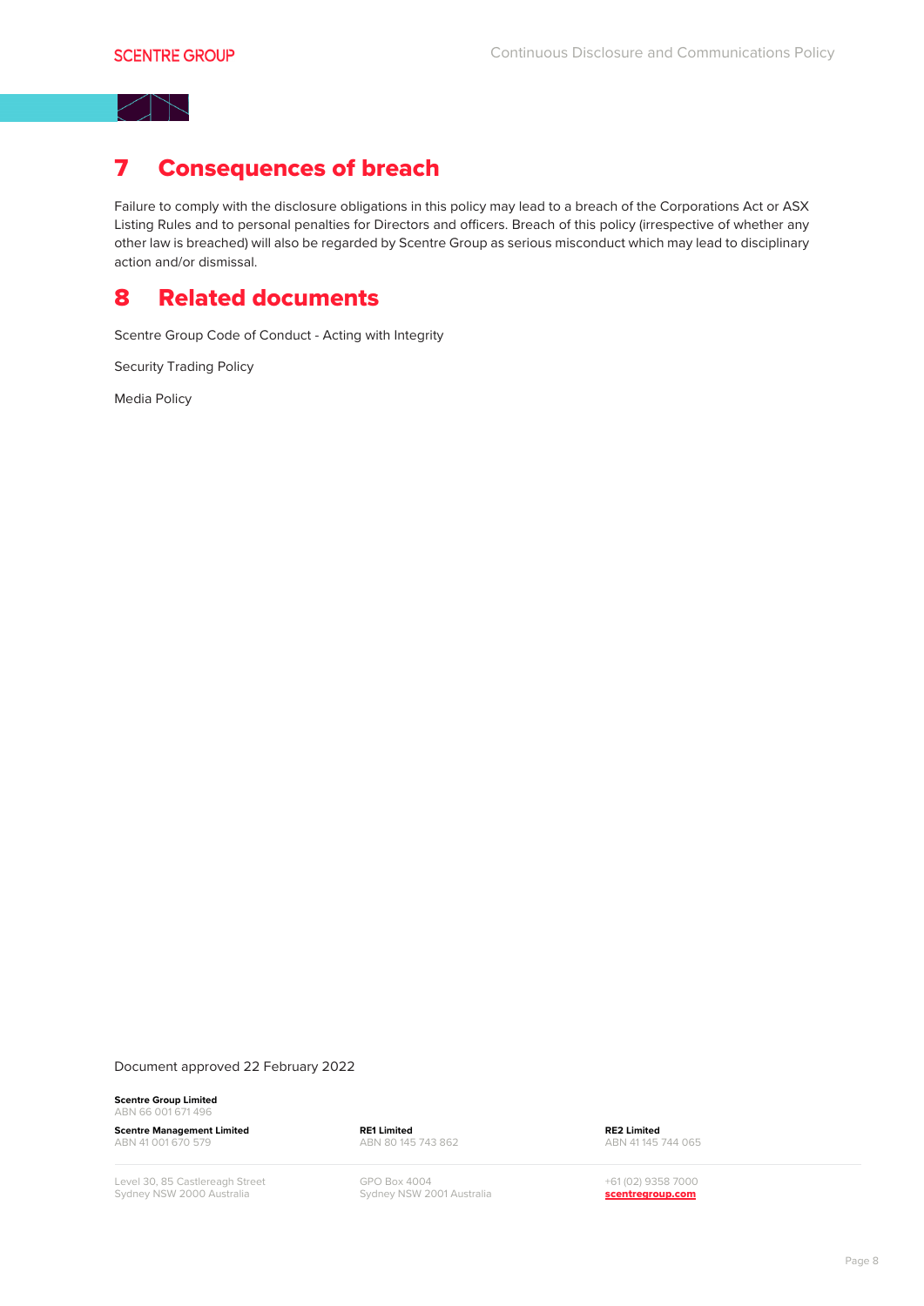# 7 Consequences of breach

Failure to comply with the disclosure obligations in this policy may lead to a breach of the Corporations Act or ASX Listing Rules and to personal penalties for Directors and officers. Breach of this policy (irrespective of whether any other law is breached) will also be regarded by Scentre Group as serious misconduct which may lead to disciplinary action and/or dismissal.

# 8 Related documents

Scentre Group Code of Conduct - Acting with Integrity

Security Trading Policy

Media Policy

Document approved 22 February 2022

**Scentre Group Limited**
ABN 66 001 671 496

**Scentre Management Limited**
ABN 41 001 670 579

**RE1 Limited**
ABN 80 145 743 862

**RE2 Limited**
ABN 41 145 744 065

Level 30, 85 Castlereagh Street
Sydney NSW 2000 Australia

GPO Box 4004
Sydney NSW 2001 Australia

+61 (02) 9358 7000
scentregroup.com